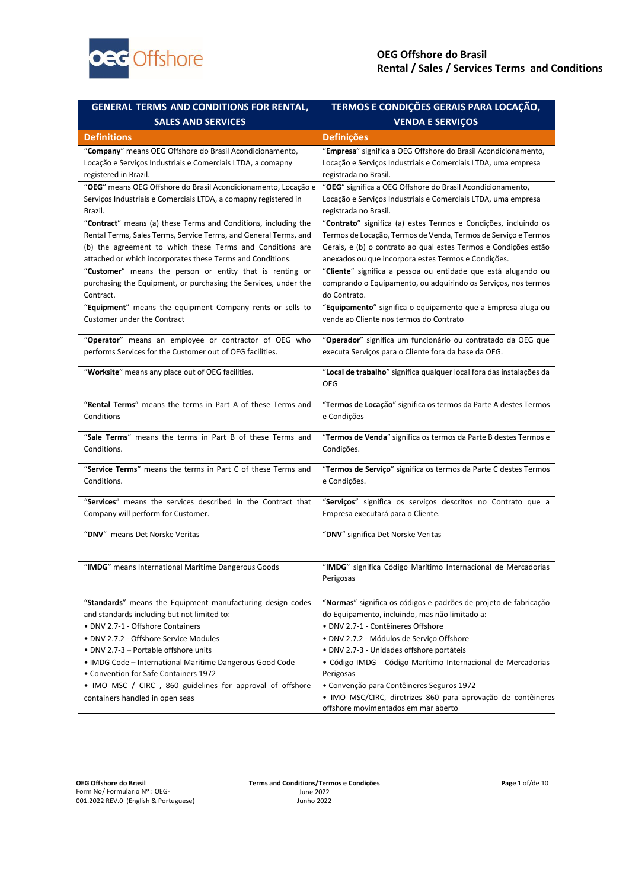# OEG Offshore do Brasil
## Rental / Sales / Services Terms and Conditions

| GENERAL TERMS AND CONDITIONS FOR RENTAL, SALES AND SERVICES | TERMOS E CONDIÇÕES GERAIS PARA LOCAÇÃO, VENDA E SERVIÇOS |
|---|---|
| **Definitions** | **Definições** |
| "**Company**" means OEG Offshore do Brasil Acondicionamento, Locação e Serviços Industriais e Comerciais LTDA, a comapny registered in Brazil. | "**Empresa**" significa a OEG Offshore do Brasil Acondicionamento, Locação e Serviços Industriais e Comerciais LTDA, uma empresa registrada no Brasil. |
| "**OEG**" means OEG Offshore do Brasil Acondicionamento, Locação e Serviços Industriais e Comerciais LTDA, a comapny registered in Brazil. | "**OEG**" significa a OEG Offshore do Brasil Acondicionamento, Locação e Serviços Industriais e Comerciais LTDA, uma empresa registrada no Brasil. |
| "**Contract**" means (a) these Terms and Conditions, including the Rental Terms, Sales Terms, Service Terms, and General Terms, and (b) the agreement to which these Terms and Conditions are attached or which incorporates these Terms and Conditions. | "**Contrato**" significa (a) estes Termos e Condições, incluindo os Termos de Locação, Termos de Venda, Termos de Serviço e Termos Gerais, e (b) o contrato ao qual estes Termos e Condições estão anexados ou que incorpora estes Termos e Condições. |
| "**Customer**" means the person or entity that is renting or purchasing the Equipment, or purchasing the Services, under the Contract. | "**Cliente**" significa a pessoa ou entidade que está alugando ou comprando o Equipamento, ou adquirindo os Serviços, nos termos do Contrato. |
| "**Equipment**" means the equipment Company rents or sells to Customer under the Contract | "**Equipamento**" significa o equipamento que a Empresa aluga ou vende ao Cliente nos termos do Contrato |
| "**Operator**" means an employee or contractor of OEG who performs Services for the Customer out of OEG facilities. | "**Operador**" significa um funcionário ou contratado da OEG que executa Serviços para o Cliente fora da base da OEG. |
| "**Worksite**" means any place out of OEG facilities. | "**Local de trabalho**" significa qualquer local fora das instalações da OEG |
| "**Rental Terms**" means the terms in Part A of these Terms and Conditions | "**Termos de Locação**" significa os termos da Parte A destes Termos e Condições |
| "**Sale Terms**" means the terms in Part B of these Terms and Conditions. | "**Termos de Venda**" significa os termos da Parte B destes Termos e Condições. |
| "**Service Terms**" means the terms in Part C of these Terms and Conditions. | "**Termos de Serviço**" significa os termos da Parte C destes Termos e Condições. |
| "**Services**" means the services described in the Contract that Company will perform for Customer. | "**Serviços**" significa os serviços descritos no Contrato que a Empresa executará para o Cliente. |
| "**DNV**" means Det Norske Veritas | "**DNV**" significa Det Norske Veritas |
| "**IMDG**" means International Maritime Dangerous Goods | "**IMDG**" significa Código Marítimo Internacional de Mercadorias Perigosas |
| "**Standards**" means the Equipment manufacturing design codes and standards including but not limited to:<br>• DNV 2.7-1 - Offshore Containers<br>• DNV 2.7.2 - Offshore Service Modules<br>• DNV 2.7-3 – Portable offshore units<br>• IMDG Code – International Maritime Dangerous Good Code<br>• Convention for Safe Containers 1972<br>• IMO MSC / CIRC , 860 guidelines for approval of offshore containers handled in open seas | "**Normas**" significa os códigos e padrões de projeto de fabricação do Equipamento, incluindo, mas não limitado a:<br>• DNV 2.7-1 - Contêineres Offshore<br>• DNV 2.7.2 - Módulos de Serviço Offshore<br>• DNV 2.7-3 - Unidades offshore portáteis<br>• Código IMDG - Código Marítimo Internacional de Mercadorias Perigosas<br>• Convenção para Contêineres Seguros 1972<br>• IMO MSC/CIRC, diretrizes 860 para aprovação de contêineres offshore movimentados em mar aberto |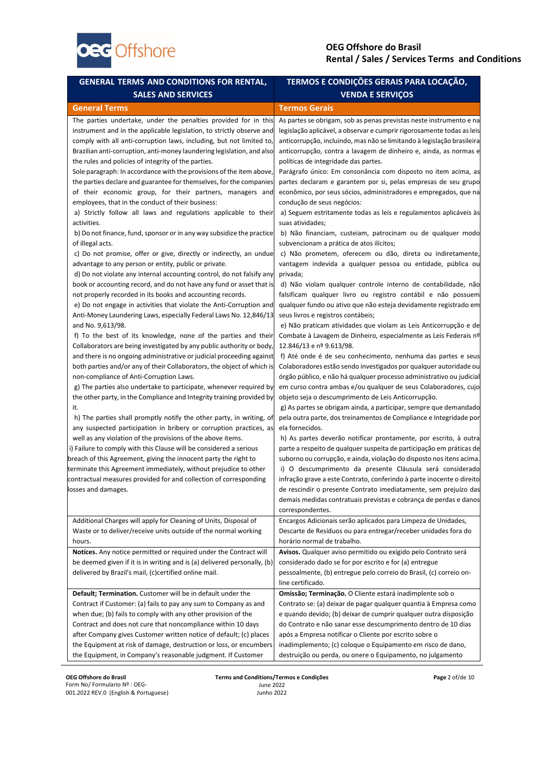| GENERAL TERMS AND CONDITIONS FOR RENTAL, SALES AND SERVICES | TERMOS E CONDIÇÕES GERAIS PARA LOCAÇÃO, VENDA E SERVIÇOS |
|---|---|
| **General Terms** | **Termos Gerais** |
| The parties undertake, under the penalties provided for in this instrument and in the applicable legislation, to strictly observe and comply with all anti-corruption laws, including, but not limited to, Brazilian anti-corruption, anti-money laundering legislation, and also the rules and policies of integrity of the parties.<br>Sole paragraph: In accordance with the provisions of the item above, the parties declare and guarantee for themselves, for the companies of their economic group, for their partners, managers and employees, that in the conduct of their business:<br>a) Strictly follow all laws and regulations applicable to their activities.<br>b) Do not finance, fund, sponsor or in any way subsidize the practice of illegal acts.<br>c) Do not promise, offer or give, directly or indirectly, an undue advantage to any person or entity, public or private.<br>d) Do not violate any internal accounting control, do not falsify any book or accounting record, and do not have any fund or asset that is not properly recorded in its books and accounting records.<br>e) Do not engage in activities that violate the Anti-Corruption and Anti-Money Laundering Laws, especially Federal Laws No. 12,846/13 and No. 9,613/98.<br>f) To the best of its knowledge, none of the parties and their Collaborators are being investigated by any public authority or body, and there is no ongoing administrative or judicial proceeding against both parties and/or any of their Collaborators, the object of which is non-compliance of Anti-Corruption Laws.<br>g) The parties also undertake to participate, whenever required by the other party, in the Compliance and Integrity training provided by it.<br>h) The parties shall promptly notify the other party, in writing, of any suspected participation in bribery or corruption practices, as well as any violation of the provisions of the above items.<br>i) Failure to comply with this Clause will be considered a serious breach of this Agreement, giving the innocent party the right to terminate this Agreement immediately, without prejudice to other contractual measures provided for and collection of corresponding losses and damages. | As partes se obrigam, sob as penas previstas neste instrumento e na legislação aplicável, a observar e cumprir rigorosamente todas as leis anticorrupção, incluindo, mas não se limitando à legislação brasileira anticorrupção, contra a lavagem de dinheiro e, ainda, as normas e políticas de integridade das partes.<br>Parágrafo único: Em consonância com disposto no item acima, as partes declaram e garantem por si, pelas empresas de seu grupo econômico, por seus sócios, administradores e empregados, que na condução de seus negócios:<br>a) Seguem estritamente todas as leis e regulamentos aplicáveis às suas atividades;<br>b) Não financiam, custeiam, patrocinam ou de qualquer modo subvencionam a prática de atos ilícitos;<br>c) Não prometem, oferecem ou dão, direta ou indiretamente, vantagem indevida a qualquer pessoa ou entidade, pública ou privada;<br>d) Não violam qualquer controle interno de contabilidade, não falsificam qualquer livro ou registro contábil e não possuem qualquer fundo ou ativo que não esteja devidamente registrado em seus livros e registros contábeis;<br>e) Não praticam atividades que violam as Leis Anticorrupção e de Combate à Lavagem de Dinheiro, especialmente as Leis Federais nº 12.846/13 e nº 9.613/98.<br>f) Até onde é de seu conhecimento, nenhuma das partes e seus Colaboradores estão sendo investigados por qualquer autoridade ou órgão público, e não há qualquer processo administrativo ou judicial em curso contra ambas e/ou qualquer de seus Colaboradores, cujo objeto seja o descumprimento de Leis Anticorrupção.<br>g) As partes se obrigam ainda, a participar, sempre que demandado pela outra parte, dos treinamentos de Compliance e Integridade por ela fornecidos.<br>h) As partes deverão notificar prontamente, por escrito, à outra parte a respeito de qualquer suspeita de participação em práticas de suborno ou corrupção, e ainda, violação do disposto nos itens acima.<br>i) O descumprimento da presente Cláusula será considerado infração grave a este Contrato, conferindo à parte inocente o direito de rescindir o presente Contrato imediatamente, sem prejuízo das demais medidas contratuais previstas e cobrança de perdas e danos correspondentes. |
| Additional Charges will apply for Cleaning of Units, Disposal of Waste or to deliver/receive units outside of the normal working hours. | Encargos Adicionais serão aplicados para Limpeza de Unidades, Descarte de Resíduos ou para entregar/receber unidades fora do horário normal de trabalho. |
| **Notices.** Any notice permitted or required under the Contract will be deemed given if it is in writing and is (a) delivered personally, (b) delivered by Brazil's mail, (c)certified online mail. | **Avisos.** Qualquer aviso permitido ou exigido pelo Contrato será considerado dado se for por escrito e for (a) entregue pessoalmente, (b) entregue pelo correio do Brasil, (c) correio on-line certificado. |
| **Default; Termination.** Customer will be in default under the Contract if Customer: (a) fails to pay any sum to Company as and when due; (b) fails to comply with any other provision of the Contract and does not cure that noncompliance within 10 days after Company gives Customer written notice of default; (c) places the Equipment at risk of damage, destruction or loss, or encumbers the Equipment, in Company's reasonable judgment. If Customer | **Omissão; Terminação.** O Cliente estará inadimplente sob o Contrato se: (a) deixar de pagar qualquer quantia à Empresa como e quando devido; (b) deixar de cumprir qualquer outra disposição do Contrato e não sanar esse descumprimento dentro de 10 dias após a Empresa notificar o Cliente por escrito sobre o inadimplemento; (c) coloque o Equipamento em risco de dano, destruição ou perda, ou onere o Equipamento, no julgamento |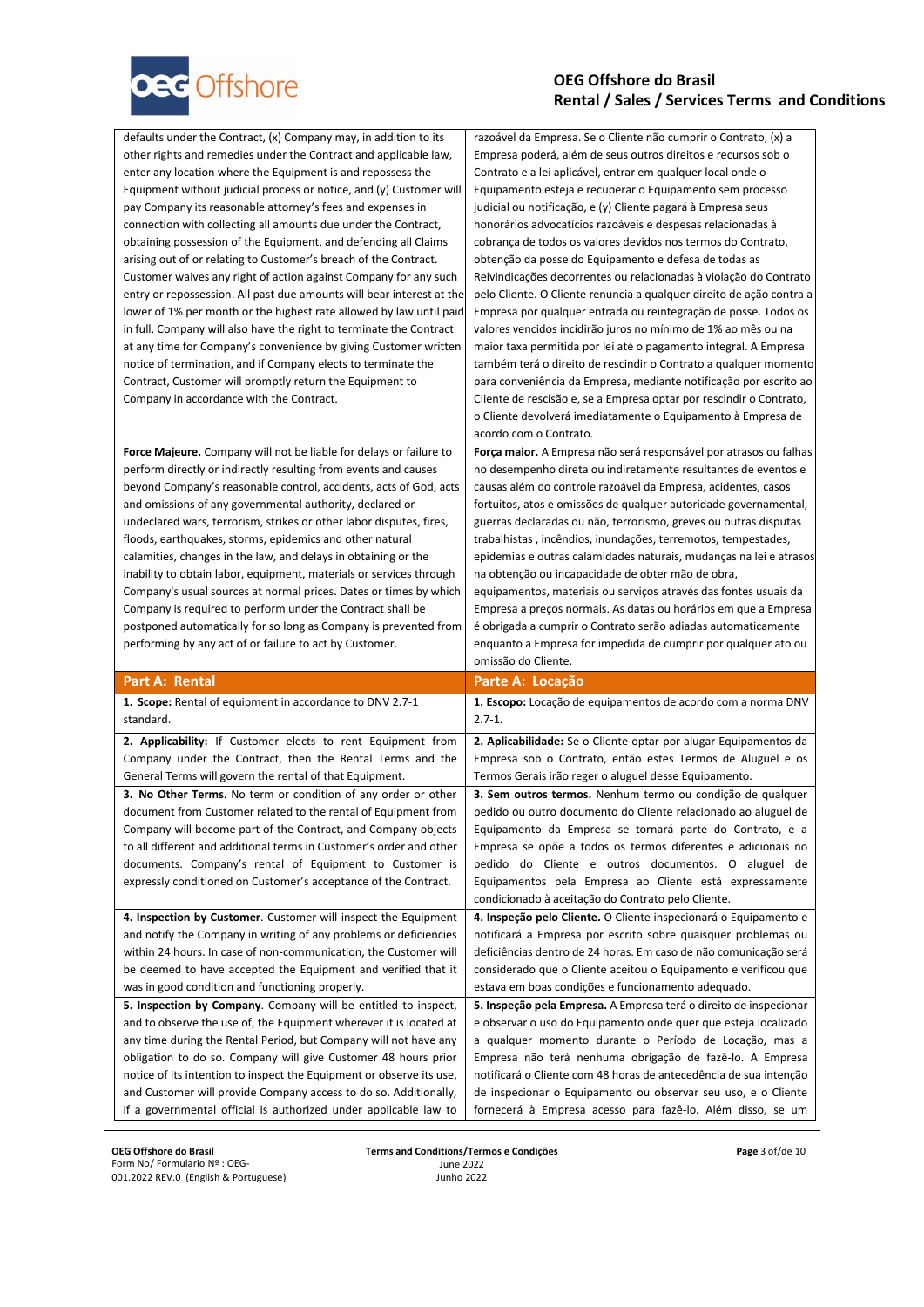| | |
|---|---|
| defaults under the Contract, (x) Company may, in addition to its other rights and remedies under the Contract and applicable law, enter any location where the Equipment is and repossess the Equipment without judicial process or notice, and (y) Customer will pay Company its reasonable attorney's fees and expenses in connection with collecting all amounts due under the Contract, obtaining possession of the Equipment, and defending all Claims arising out of or relating to Customer's breach of the Contract. Customer waives any right of action against Company for any such entry or repossession. All past due amounts will bear interest at the lower of 1% per month or the highest rate allowed by law until paid in full. Company will also have the right to terminate the Contract at any time for Company's convenience by giving Customer written notice of termination, and if Company elects to terminate the Contract, Customer will promptly return the Equipment to Company in accordance with the Contract. | razoável da Empresa. Se o Cliente não cumprir o Contrato, (x) a Empresa poderá, além de seus outros direitos e recursos sob o Contrato e a lei aplicável, entrar em qualquer local onde o Equipamento esteja e recuperar o Equipamento sem processo judicial ou notificação, e (y) Cliente pagará à Empresa seus honorários advocatícios razoáveis e despesas relacionadas à cobrança de todos os valores devidos nos termos do Contrato, obtenção da posse do Equipamento e defesa de todas as Reivindicações decorrentes ou relacionadas à violação do Contrato pelo Cliente. O Cliente renuncia a qualquer direito de ação contra a Empresa por qualquer entrada ou reintegração de posse. Todos os valores vencidos incidirão juros no mínimo de 1% ao mês ou na maior taxa permitida por lei até o pagamento integral. A Empresa também terá o direito de rescindir o Contrato a qualquer momento para conveniência da Empresa, mediante notificação por escrito ao Cliente de rescisão e, se a Empresa optar por rescindir o Contrato, o Cliente devolverá imediatamente o Equipamento à Empresa de acordo com o Contrato. |
| **Force Majeure.** Company will not be liable for delays or failure to perform directly or indirectly resulting from events and causes beyond Company's reasonable control, accidents, acts of God, acts and omissions of any governmental authority, declared or undeclared wars, terrorism, strikes or other labor disputes, fires, floods, earthquakes, storms, epidemics and other natural calamities, changes in the law, and delays in obtaining or the inability to obtain labor, equipment, materials or services through Company's usual sources at normal prices. Dates or times by which Company is required to perform under the Contract shall be postponed automatically for so long as Company is prevented from performing by any act of or failure to act by Customer. | **Força maior.** A Empresa não será responsável por atrasos ou falhas no desempenho direta ou indiretamente resultantes de eventos e causas além do controle razoável da Empresa, acidentes, casos fortuitos, atos e omissões de qualquer autoridade governamental, guerras declaradas ou não, terrorismo, greves ou outras disputas trabalhistas , incêndios, inundações, terremotos, tempestades, epidemias e outras calamidades naturais, mudanças na lei e atrasos na obtenção ou incapacidade de obter mão de obra, equipamentos, materiais ou serviços através das fontes usuais da Empresa a preços normais. As datas ou horários em que a Empresa é obrigada a cumprir o Contrato serão adiadas automaticamente enquanto a Empresa for impedida de cumprir por qualquer ato ou omissão do Cliente. |
| **Part A: Rental** | **Parte A: Locação** |
| **1. Scope:** Rental of equipment in accordance to DNV 2.7-1 standard. | **1. Escopo:** Locação de equipamentos de acordo com a norma DNV 2.7-1. |
| **2. Applicability:** If Customer elects to rent Equipment from Company under the Contract, then the Rental Terms and the General Terms will govern the rental of that Equipment. | **2. Aplicabilidade:** Se o Cliente optar por alugar Equipamentos da Empresa sob o Contrato, então estes Termos de Aluguel e os Termos Gerais irão reger o aluguel desse Equipamento. |
| **3. No Other Terms**. No term or condition of any order or other document from Customer related to the rental of Equipment from Company will become part of the Contract, and Company objects to all different and additional terms in Customer's order and other documents. Company's rental of Equipment to Customer is expressly conditioned on Customer's acceptance of the Contract. | **3. Sem outros termos.** Nenhum termo ou condição de qualquer pedido ou outro documento do Cliente relacionado ao aluguel de Equipamento da Empresa se tornará parte do Contrato, e a Empresa se opõe a todos os termos diferentes e adicionais no pedido do Cliente e outros documentos. O aluguel de Equipamentos pela Empresa ao Cliente está expressamente condicionado à aceitação do Contrato pelo Cliente. |
| **4. Inspection by Customer**. Customer will inspect the Equipment and notify the Company in writing of any problems or deficiencies within 24 hours. In case of non-communication, the Customer will be deemed to have accepted the Equipment and verified that it was in good condition and functioning properly. | **4. Inspeção pelo Cliente.** O Cliente inspecionará o Equipamento e notificará a Empresa por escrito sobre quaisquer problemas ou deficiências dentro de 24 horas. Em caso de não comunicação será considerado que o Cliente aceitou o Equipamento e verificou que estava em boas condições e funcionamento adequado. |
| **5. Inspection by Company**. Company will be entitled to inspect, and to observe the use of, the Equipment wherever it is located at any time during the Rental Period, but Company will not have any obligation to do so. Company will give Customer 48 hours prior notice of its intention to inspect the Equipment or observe its use, and Customer will provide Company access to do so. Additionally, if a governmental official is authorized under applicable law to | **5. Inspeção pela Empresa.** A Empresa terá o direito de inspecionar e observar o uso do Equipamento onde quer que esteja localizado a qualquer momento durante o Período de Locação, mas a Empresa não terá nenhuma obrigação de fazê-lo. A Empresa notificará o Cliente com 48 horas de antecedência de sua intenção de inspecionar o Equipamento ou observar seu uso, e o Cliente fornecerá à Empresa acesso para fazê-lo. Além disso, se um |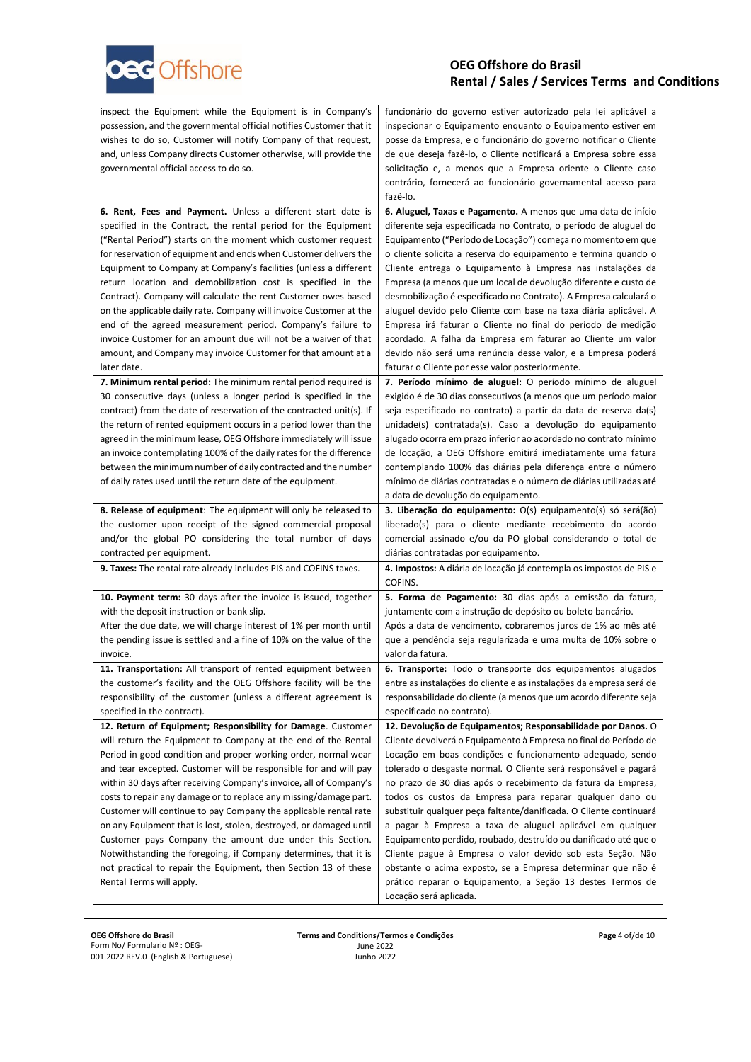| | |
|---|---|
| inspect the Equipment while the Equipment is in Company's possession, and the governmental official notifies Customer that it wishes to do so, Customer will notify Company of that request, and, unless Company directs Customer otherwise, will provide the governmental official access to do so. | funcionário do governo estiver autorizado pela lei aplicável a inspecionar o Equipamento enquanto o Equipamento estiver em posse da Empresa, e o funcionário do governo notificar o Cliente de que deseja fazê-lo, o Cliente notificará a Empresa sobre essa solicitação e, a menos que a Empresa oriente o Cliente caso contrário, fornecerá ao funcionário governamental acesso para fazê-lo. |
| **6. Rent, Fees and Payment.** Unless a different start date is specified in the Contract, the rental period for the Equipment ("Rental Period") starts on the moment which customer request for reservation of equipment and ends when Customer delivers the Equipment to Company at Company's facilities (unless a different return location and demobilization cost is specified in the Contract). Company will calculate the rent Customer owes based on the applicable daily rate. Company will invoice Customer at the end of the agreed measurement period. Company's failure to invoice Customer for an amount due will not be a waiver of that amount, and Company may invoice Customer for that amount at a later date. | **6. Aluguel, Taxas e Pagamento.** A menos que uma data de início diferente seja especificada no Contrato, o período de aluguel do Equipamento ("Período de Locação") começa no momento em que o cliente solicita a reserva do equipamento e termina quando o Cliente entrega o Equipamento à Empresa nas instalações da Empresa (a menos que um local de devolução diferente e custo de desmobilização é especificado no Contrato). A Empresa calculará o aluguel devido pelo Cliente com base na taxa diária aplicável. A Empresa irá faturar o Cliente no final do período de medição acordado. A falha da Empresa em faturar ao Cliente um valor devido não será uma renúncia desse valor, e a Empresa poderá faturar o Cliente por esse valor posteriormente. |
| **7. Minimum rental period:** The minimum rental period required is 30 consecutive days (unless a longer period is specified in the contract) from the date of reservation of the contracted unit(s). If the return of rented equipment occurs in a period lower than the agreed in the minimum lease, OEG Offshore immediately will issue an invoice contemplating 100% of the daily rates for the difference between the minimum number of daily contracted and the number of daily rates used until the return date of the equipment. | **7. Período mínimo de aluguel:** O período mínimo de aluguel exigido é de 30 dias consecutivos (a menos que um período maior seja especificado no contrato) a partir da data de reserva da(s) unidade(s) contratada(s). Caso a devolução do equipamento alugado ocorra em prazo inferior ao acordado no contrato mínimo de locação, a OEG Offshore emitirá imediatamente uma fatura contemplando 100% das diárias pela diferença entre o número mínimo de diárias contratadas e o número de diárias utilizadas até a data de devolução do equipamento. |
| **8. Release of equipment**: The equipment will only be released to the customer upon receipt of the signed commercial proposal and/or the global PO considering the total number of days contracted per equipment. | **3. Liberação do equipamento:** O(s) equipamento(s) só será(ão) liberado(s) para o cliente mediante recebimento do acordo comercial assinado e/ou da PO global considerando o total de diárias contratadas por equipamento. |
| **9. Taxes:** The rental rate already includes PIS and COFINS taxes. | **4. Impostos:** A diária de locação já contempla os impostos de PIS e COFINS. |
| **10. Payment term:** 30 days after the invoice is issued, together with the deposit instruction or bank slip.<br>After the due date, we will charge interest of 1% per month until the pending issue is settled and a fine of 10% on the value of the invoice. | **5. Forma de Pagamento:** 30 dias após a emissão da fatura, juntamente com a instrução de depósito ou boleto bancário.<br>Após a data de vencimento, cobraremos juros de 1% ao mês até que a pendência seja regularizada e uma multa de 10% sobre o valor da fatura. |
| **11. Transportation:** All transport of rented equipment between the customer's facility and the OEG Offshore facility will be the responsibility of the customer (unless a different agreement is specified in the contract). | **6. Transporte:** Todo o transporte dos equipamentos alugados entre as instalações do cliente e as instalações da empresa será de responsabilidade do cliente (a menos que um acordo diferente seja especificado no contrato). |
| **12. Return of Equipment; Responsibility for Damage**. Customer will return the Equipment to Company at the end of the Rental Period in good condition and proper working order, normal wear and tear excepted. Customer will be responsible for and will pay within 30 days after receiving Company's invoice, all of Company's costs to repair any damage or to replace any missing/damage part. Customer will continue to pay Company the applicable rental rate on any Equipment that is lost, stolen, destroyed, or damaged until Customer pays Company the amount due under this Section. Notwithstanding the foregoing, if Company determines, that it is not practical to repair the Equipment, then Section 13 of these Rental Terms will apply. | **12. Devolução de Equipamentos; Responsabilidade por Danos.** O Cliente devolverá o Equipamento à Empresa no final do Período de Locação em boas condições e funcionamento adequado, sendo tolerado o desgaste normal. O Cliente será responsável e pagará no prazo de 30 dias após o recebimento da fatura da Empresa, todos os custos da Empresa para reparar qualquer dano ou substituir qualquer peça faltante/danificada. O Cliente continuará a pagar à Empresa a taxa de aluguel aplicável em qualquer Equipamento perdido, roubado, destruído ou danificado até que o Cliente pague à Empresa o valor devido sob esta Seção. Não obstante o acima exposto, se a Empresa determinar que não é prático reparar o Equipamento, a Seção 13 destes Termos de Locação será aplicada. |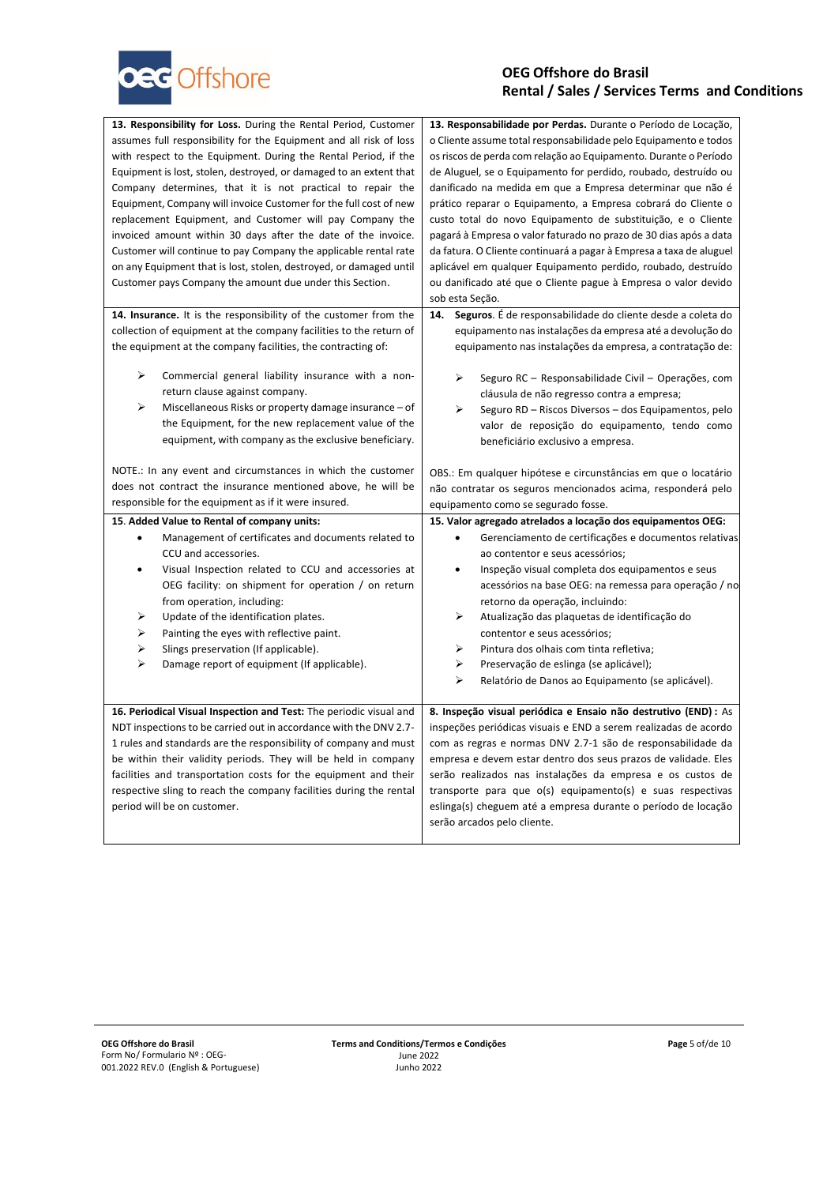| | |
|---|---|
| **13. Responsibility for Loss.** During the Rental Period, Customer assumes full responsibility for the Equipment and all risk of loss with respect to the Equipment. During the Rental Period, if the Equipment is lost, stolen, destroyed, or damaged to an extent that Company determines, that it is not practical to repair the Equipment, Company will invoice Customer for the full cost of new replacement Equipment, and Customer will pay Company the invoiced amount within 30 days after the date of the invoice. Customer will continue to pay Company the applicable rental rate on any Equipment that is lost, stolen, destroyed, or damaged until Customer pays Company the amount due under this Section. | **13. Responsabilidade por Perdas.** Durante o Período de Locação, o Cliente assume total responsabilidade pelo Equipamento e todos os riscos de perda com relação ao Equipamento. Durante o Período de Aluguel, se o Equipamento for perdido, roubado, destruído ou danificado na medida em que a Empresa determinar que não é prático reparar o Equipamento, a Empresa cobrará do Cliente o custo total do novo Equipamento de substituição, e o Cliente pagará à Empresa o valor faturado no prazo de 30 dias após a data da fatura. O Cliente continuará a pagar à Empresa a taxa de aluguel aplicável em qualquer Equipamento perdido, roubado, destruído ou danificado até que o Cliente pague à Empresa o valor devido sob esta Seção. |
| **14. Insurance.** It is the responsibility of the customer from the collection of equipment at the company facilities to the return of the equipment at the company facilities, the contracting of:<br><br>➢ Commercial general liability insurance with a non-return clause against company.<br>➢ Miscellaneous Risks or property damage insurance – of the Equipment, for the new replacement value of the equipment, with company as the exclusive beneficiary.<br><br>NOTE.: In any event and circumstances in which the customer does not contract the insurance mentioned above, he will be responsible for the equipment as if it were insured. | **14. Seguros**. É de responsabilidade do cliente desde a coleta do equipamento nas instalações da empresa até a devolução do equipamento nas instalações da empresa, a contratação de:<br><br>➢ Seguro RC – Responsabilidade Civil – Operações, com cláusula de não regresso contra a empresa;<br>➢ Seguro RD – Riscos Diversos – dos Equipamentos, pelo valor de reposição do equipamento, tendo como beneficiário exclusivo a empresa.<br><br>OBS.: Em qualquer hipótese e circunstâncias em que o locatário não contratar os seguros mencionados acima, responderá pelo equipamento como se segurado fosse. |
| **15. Added Value to Rental of company units:**<br>• Management of certificates and documents related to CCU and accessories.<br>• Visual Inspection related to CCU and accessories at OEG facility: on shipment for operation / on return from operation, including:<br>➢ Update of the identification plates.<br>➢ Painting the eyes with reflective paint.<br>➢ Slings preservation (If applicable).<br>➢ Damage report of equipment (If applicable). | **15. Valor agregado atrelados a locação dos equipamentos OEG:**<br>• Gerenciamento de certificações e documentos relativas ao contentor e seus acessórios;<br>• Inspeção visual completa dos equipamentos e seus acessórios na base OEG: na remessa para operação / no retorno da operação, incluindo:<br>➢ Atualização das plaquetas de identificação do contentor e seus acessórios;<br>➢ Pintura dos olhais com tinta refletiva;<br>➢ Preservação de eslinga (se aplicável);<br>➢ Relatório de Danos ao Equipamento (se aplicável). |
| **16. Periodical Visual Inspection and Test:** The periodic visual and NDT inspections to be carried out in accordance with the DNV 2.7-1 rules and standards are the responsibility of company and must be within their validity periods. They will be held in company facilities and transportation costs for the equipment and their respective sling to reach the company facilities during the rental period will be on customer. | **8. Inspeção visual periódica e Ensaio não destrutivo (END) :** As inspeções periódicas visuais e END a serem realizadas de acordo com as regras e normas DNV 2.7-1 são de responsabilidade da empresa e devem estar dentro dos seus prazos de validade. Eles serão realizados nas instalações da empresa e os custos de transporte para que o(s) equipamento(s) e suas respectivas eslinga(s) cheguem até a empresa durante o período de locação serão arcados pelo cliente. |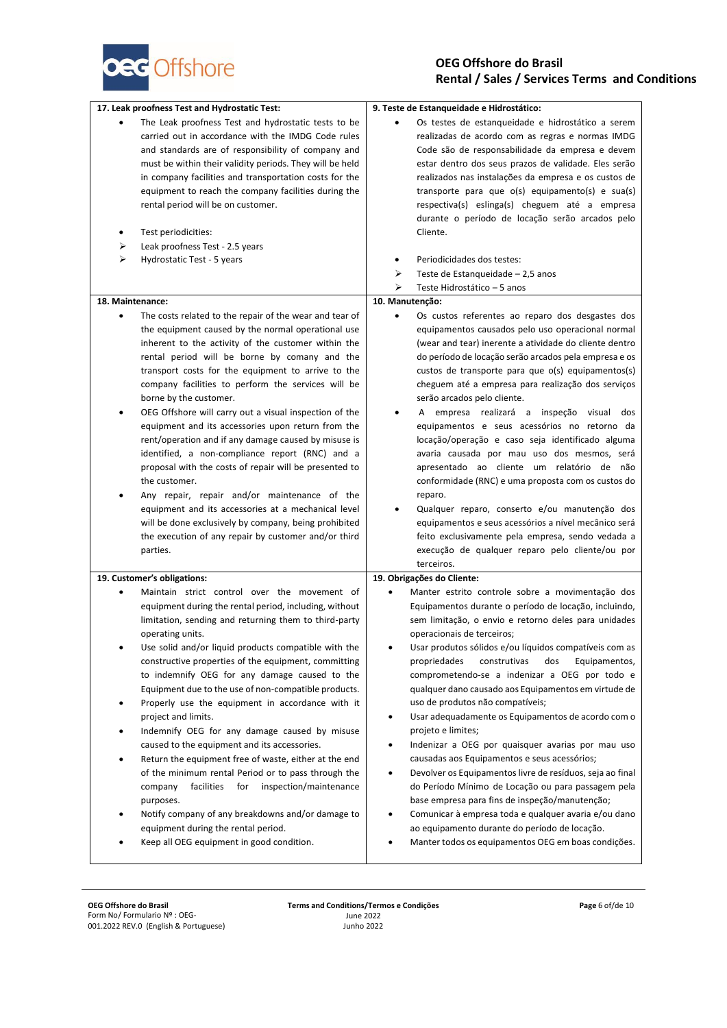| 17. Leak proofness Test and Hydrostatic Test: | 9. Teste de Estanqueidade e Hidrostático: |
|---|---|
| • The Leak proofness Test and hydrostatic tests to be carried out in accordance with the IMDG Code rules and standards are of responsibility of company and must be within their validity periods. They will be held in company facilities and transportation costs for the equipment to reach the company facilities during the rental period will be on customer.<br><br>• Test periodicities:<br>➢ Leak proofness Test - 2.5 years<br>➢ Hydrostatic Test - 5 years | • Os testes de estanqueidade e hidrostático a serem realizadas de acordo com as regras e normas IMDG Code são de responsabilidade da empresa e devem estar dentro dos seus prazos de validade. Eles serão realizados nas instalações da empresa e os custos de transporte para que o(s) equipamento(s) e sua(s) respectiva(s) eslinga(s) cheguem até a empresa durante o período de locação serão arcados pelo Cliente.<br><br>• Periodicidades dos testes:<br>➢ Teste de Estanqueidade – 2,5 anos<br>➢ Teste Hidrostático – 5 anos |
| **18. Maintenance:** | **10. Manutenção:** |
| • The costs related to the repair of the wear and tear of the equipment caused by the normal operational use inherent to the activity of the customer within the rental period will be borne by comany and the transport costs for the equipment to arrive to the company facilities to perform the services will be borne by the customer.<br>• OEG Offshore will carry out a visual inspection of the equipment and its accessories upon return from the rent/operation and if any damage caused by misuse is identified, a non-compliance report (RNC) and a proposal with the costs of repair will be presented to the customer.<br>• Any repair, repair and/or maintenance of the equipment and its accessories at a mechanical level will be done exclusively by company, being prohibited the execution of any repair by customer and/or third parties. | • Os custos referentes ao reparo dos desgastes dos equipamentos causados pelo uso operacional normal (wear and tear) inerente a atividade do cliente dentro do período de locação serão arcados pela empresa e os custos de transporte para que o(s) equipamentos(s) cheguem até a empresa para realização dos serviços serão arcados pelo cliente.<br>• A empresa realizará a inspeção visual dos equipamentos e seus acessórios no retorno da locação/operação e caso seja identificado alguma avaria causada por mau uso dos mesmos, será apresentado ao cliente um relatório de não conformidade (RNC) e uma proposta com os custos do reparo.<br>• Qualquer reparo, conserto e/ou manutenção dos equipamentos e seus acessórios a nível mecânico será feito exclusivamente pela empresa, sendo vedada a execução de qualquer reparo pelo cliente/ou por terceiros. |
| **19. Customer's obligations:** | **19. Obrigações do Cliente:** |
| • Maintain strict control over the movement of equipment during the rental period, including, without limitation, sending and returning them to third-party operating units.<br>• Use solid and/or liquid products compatible with the constructive properties of the equipment, committing to indemnify OEG for any damage caused to the Equipment due to the use of non-compatible products.<br>• Properly use the equipment in accordance with it project and limits.<br>• Indemnify OEG for any damage caused by misuse caused to the equipment and its accessories.<br>• Return the equipment free of waste, either at the end of the minimum rental Period or to pass through the company facilities for inspection/maintenance purposes.<br>• Notify company of any breakdowns and/or damage to equipment during the rental period.<br>• Keep all OEG equipment in good condition. | • Manter estrito controle sobre a movimentação dos Equipamentos durante o período de locação, incluindo, sem limitação, o envio e retorno deles para unidades operacionais de terceiros;<br>• Usar produtos sólidos e/ou líquidos compatíveis com as propriedades construtivas dos Equipamentos, comprometendo-se a indenizar a OEG por todo e qualquer dano causado aos Equipamentos em virtude de uso de produtos não compatíveis;<br>• Usar adequadamente os Equipamentos de acordo com o projeto e limites;<br>• Indenizar a OEG por quaisquer avarias por mau uso causadas aos Equipamentos e seus acessórios;<br>• Devolver os Equipamentos livre de resíduos, seja ao final do Período Mínimo de Locação ou para passagem pela base empresa para fins de inspeção/manutenção;<br>• Comunicar à empresa toda e qualquer avaria e/ou dano ao equipamento durante do período de locação.<br>• Manter todos os equipamentos OEG em boas condições. |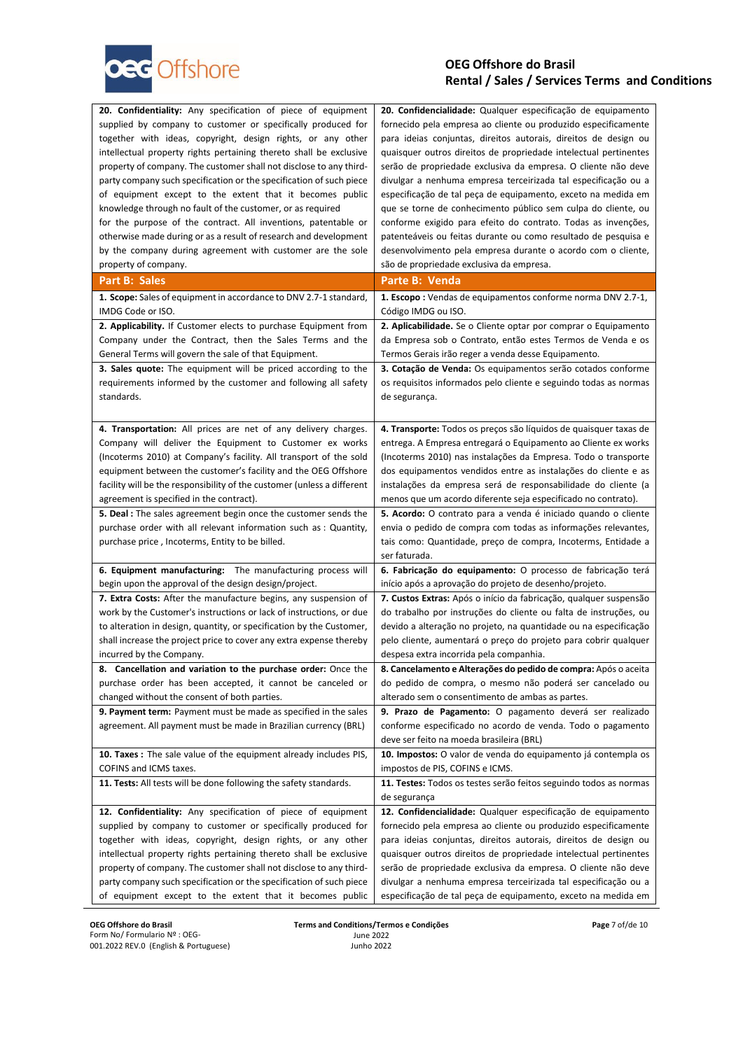| **20. Confidentiality:** Any specification of piece of equipment supplied by company to customer or specifically produced for together with ideas, copyright, design rights, or any other intellectual property rights pertaining thereto shall be exclusive property of company. The customer shall not disclose to any third-party company such specification or the specification of such piece of equipment except to the extent that it becomes public knowledge through no fault of the customer, or as required for the purpose of the contract. All inventions, patentable or otherwise made during or as a result of research and development by the company during agreement with customer are the sole property of company. | **20. Confidencialidade:** Qualquer especificação de equipamento fornecido pela empresa ao cliente ou produzido especificamente para ideias conjuntas, direitos autorais, direitos de design ou quaisquer outros direitos de propriedade intelectual pertinentes serão de propriedade exclusiva da empresa. O cliente não deve divulgar a nenhuma empresa terceirizada tal especificação ou a especificação de tal peça de equipamento, exceto na medida em que se torne de conhecimento público sem culpa do cliente, ou conforme exigido para efeito do contrato. Todas as invenções, patenteáveis ou feitas durante ou como resultado de pesquisa e desenvolvimento pela empresa durante o acordo com o cliente, são de propriedade exclusiva da empresa. |
|---|---|
| **Part B: Sales** | **Parte B: Venda** |
| **1. Scope:** Sales of equipment in accordance to DNV 2.7-1 standard, IMDG Code or ISO. | **1. Escopo** : Vendas de equipamentos conforme norma DNV 2.7-1, Código IMDG ou ISO. |
| **2. Applicability.** If Customer elects to purchase Equipment from Company under the Contract, then the Sales Terms and the General Terms will govern the sale of that Equipment. | **2. Aplicabilidade.** Se o Cliente optar por comprar o Equipamento da Empresa sob o Contrato, então estes Termos de Venda e os Termos Gerais irão reger a venda desse Equipamento. |
| **3. Sales quote:** The equipment will be priced according to the requirements informed by the customer and following all safety standards. | **3. Cotação de Venda:** Os equipamentos serão cotados conforme os requisitos informados pelo cliente e seguindo todas as normas de segurança. |
| **4. Transportation:** All prices are net of any delivery charges. Company will deliver the Equipment to Customer ex works (Incoterms 2010) at Company's facility. All transport of the sold equipment between the customer's facility and the OEG Offshore facility will be the responsibility of the customer (unless a different agreement is specified in the contract). | **4. Transporte:** Todos os preços são líquidos de quaisquer taxas de entrega. A Empresa entregará o Equipamento ao Cliente ex works (Incoterms 2010) nas instalações da Empresa. Todo o transporte dos equipamentos vendidos entre as instalações do cliente e as instalações da empresa será de responsabilidade do cliente (a menos que um acordo diferente seja especificado no contrato). |
| **5. Deal :** The sales agreement begin once the customer sends the purchase order with all relevant information such as : Quantity, purchase price , Incoterms, Entity to be billed. | **5. Acordo:** O contrato para a venda é iniciado quando o cliente envia o pedido de compra com todas as informações relevantes, tais como: Quantidade, preço de compra, Incoterms, Entidade a ser faturada. |
| **6. Equipment manufacturing:** The manufacturing process will begin upon the approval of the design design/project. | **6. Fabricação do equipamento:** O processo de fabricação terá início após a aprovação do projeto de desenho/projeto. |
| **7. Extra Costs:** After the manufacture begins, any suspension of work by the Customer's instructions or lack of instructions, or due to alteration in design, quantity, or specification by the Customer, shall increase the project price to cover any extra expense thereby incurred by the Company. | **7. Custos Extras:** Após o início da fabricação, qualquer suspensão do trabalho por instruções do cliente ou falta de instruções, ou devido a alteração no projeto, na quantidade ou na especificação pelo cliente, aumentará o preço do projeto para cobrir qualquer despesa extra incorrida pela companhia. |
| **8. Cancellation and variation to the purchase order:** Once the purchase order has been accepted, it cannot be canceled or changed without the consent of both parties. | **8. Cancelamento e Alterações do pedido de compra:** Após o aceita do pedido de compra, o mesmo não poderá ser cancelado ou alterado sem o consentimento de ambas as partes. |
| **9. Payment term:** Payment must be made as specified in the sales agreement. All payment must be made in Brazilian currency (BRL) | **9. Prazo de Pagamento:** O pagamento deverá ser realizado conforme especificado no acordo de venda. Todo o pagamento deve ser feito na moeda brasileira (BRL) |
| **10. Taxes :** The sale value of the equipment already includes PIS, COFINS and ICMS taxes. | **10. Impostos:** O valor de venda do equipamento já contempla os impostos de PIS, COFINS e ICMS. |
| **11. Tests:** All tests will be done following the safety standards. | **11. Testes:** Todos os testes serão feitos seguindo todos as normas de segurança |
| **12. Confidentiality:** Any specification of piece of equipment supplied by company to customer or specifically produced for together with ideas, copyright, design rights, or any other intellectual property rights pertaining thereto shall be exclusive property of company. The customer shall not disclose to any third-party company such specification or the specification of such piece of equipment except to the extent that it becomes public | **12. Confidencialidade:** Qualquer especificação de equipamento fornecido pela empresa ao cliente ou produzido especificamente para ideias conjuntas, direitos autorais, direitos de design ou quaisquer outros direitos de propriedade intelectual pertinentes serão de propriedade exclusiva da empresa. O cliente não deve divulgar a nenhuma empresa terceirizada tal especificação ou a especificação de tal peça de equipamento, exceto na medida em |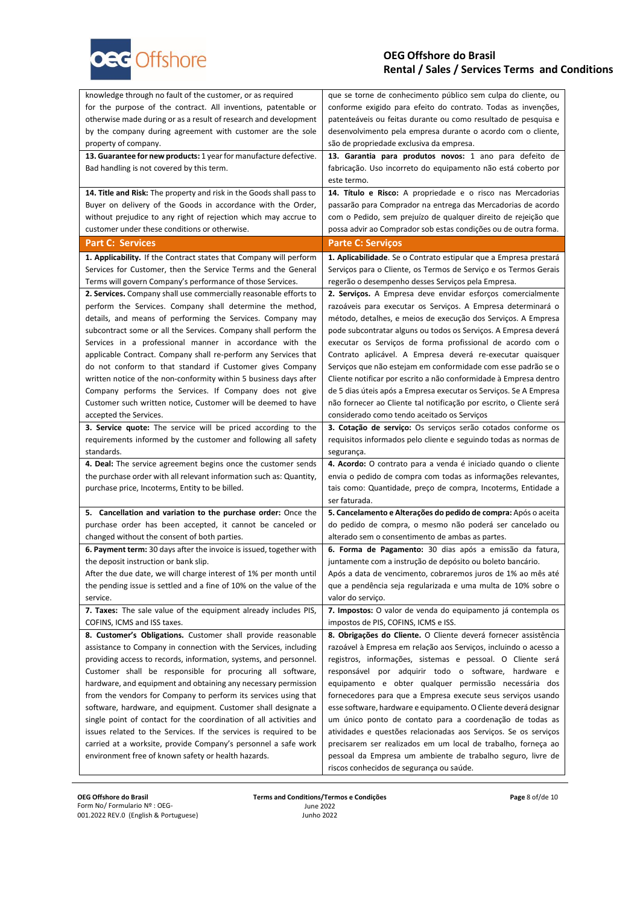| | |
|---|---|
| knowledge through no fault of the customer, or as required for the purpose of the contract. All inventions, patentable or otherwise made during or as a result of research and development by the company during agreement with customer are the sole property of company. | que se torne de conhecimento público sem culpa do cliente, ou conforme exigido para efeito do contrato. Todas as invenções, patenteáveis ou feitas durante ou como resultado de pesquisa e desenvolvimento pela empresa durante o acordo com o cliente, são de propriedade exclusiva da empresa. |
| **13. Guarantee for new products:** 1 year for manufacture defective. Bad handling is not covered by this term. | **13. Garantia para produtos novos:** 1 ano para defeito de fabricação. Uso incorreto do equipamento não está coberto por este termo. |
| **14. Title and Risk:** The property and risk in the Goods shall pass to Buyer on delivery of the Goods in accordance with the Order, without prejudice to any right of rejection which may accrue to customer under these conditions or otherwise. | **14. Título e Risco:** A propriedade e o risco nas Mercadorias passarão para Comprador na entrega das Mercadorias de acordo com o Pedido, sem prejuízo de qualquer direito de rejeição que possa advir ao Comprador sob estas condições ou de outra forma. |
| **Part C: Services** | **Parte C: Serviços** |
| **1. Applicability.** If the Contract states that Company will perform Services for Customer, then the Service Terms and the General Terms will govern Company's performance of those Services. | **1. Aplicabilidade**. Se o Contrato estipular que a Empresa prestará Serviços para o Cliente, os Termos de Serviço e os Termos Gerais regerão o desempenho desses Serviços pela Empresa. |
| **2. Services.** Company shall use commercially reasonable efforts to perform the Services. Company shall determine the method, details, and means of performing the Services. Company may subcontract some or all the Services. Company shall perform the Services in a professional manner in accordance with the applicable Contract. Company shall re-perform any Services that do not conform to that standard if Customer gives Company written notice of the non-conformity within 5 business days after Company performs the Services. If Company does not give Customer such written notice, Customer will be deemed to have accepted the Services. | **2. Serviços.** A Empresa deve envidar esforços comercialmente razoáveis para executar os Serviços. A Empresa determinará o método, detalhes, e meios de execução dos Serviços. A Empresa pode subcontratar alguns ou todos os Serviços. A Empresa deverá executar os Serviços de forma profissional de acordo com o Contrato aplicável. A Empresa deverá re-executar quaisquer Serviços que não estejam em conformidade com esse padrão se o Cliente notificar por escrito a não conformidade à Empresa dentro de 5 dias úteis após a Empresa executar os Serviços. Se A Empresa não fornecer ao Cliente tal notificação por escrito, o Cliente será considerado como tendo aceitado os Serviços |
| **3. Service quote:** The service will be priced according to the requirements informed by the customer and following all safety standards. | **3. Cotação de serviço:** Os serviços serão cotados conforme os requisitos informados pelo cliente e seguindo todas as normas de segurança. |
| **4. Deal:** The service agreement begins once the customer sends the purchase order with all relevant information such as: Quantity, purchase price, Incoterms, Entity to be billed. | **4. Acordo:** O contrato para a venda é iniciado quando o cliente envia o pedido de compra com todas as informações relevantes, tais como: Quantidade, preço de compra, Incoterms, Entidade a ser faturada. |
| **5. Cancellation and variation to the purchase order:** Once the purchase order has been accepted, it cannot be canceled or changed without the consent of both parties. | **5. Cancelamento e Alterações do pedido de compra:** Após o aceita do pedido de compra, o mesmo não poderá ser cancelado ou alterado sem o consentimento de ambas as partes. |
| **6. Payment term:** 30 days after the invoice is issued, together with the deposit instruction or bank slip. After the due date, we will charge interest of 1% per month until the pending issue is settled and a fine of 10% on the value of the service. | **6. Forma de Pagamento:** 30 dias após a emissão da fatura, juntamente com a instrução de depósito ou boleto bancário. Após a data de vencimento, cobraremos juros de 1% ao mês até que a pendência seja regularizada e uma multa de 10% sobre o valor do serviço. |
| **7. Taxes:** The sale value of the equipment already includes PIS, COFINS, ICMS and ISS taxes. | **7. Impostos:** O valor de venda do equipamento já contempla os impostos de PIS, COFINS, ICMS e ISS. |
| **8. Customer's Obligations.** Customer shall provide reasonable assistance to Company in connection with the Services, including providing access to records, information, systems, and personnel. Customer shall be responsible for procuring all software, hardware, and equipment and obtaining any necessary permission from the vendors for Company to perform its services using that software, hardware, and equipment. Customer shall designate a single point of contact for the coordination of all activities and issues related to the Services. If the services is required to be carried at a worksite, provide Company's personnel a safe work environment free of known safety or health hazards. | **8. Obrigações do Cliente.** O Cliente deverá fornecer assistência razoável à Empresa em relação aos Serviços, incluindo o acesso a registros, informações, sistemas e pessoal. O Cliente será responsável por adquirir todo o software, hardware e equipamento e obter qualquer permissão necessária dos fornecedores para que a Empresa execute seus serviços usando esse software, hardware e equipamento. O Cliente deverá designar um único ponto de contato para a coordenação de todas as atividades e questões relacionadas aos Serviços. Se os serviços precisarem ser realizados em um local de trabalho, forneça ao pessoal da Empresa um ambiente de trabalho seguro, livre de riscos conhecidos de segurança ou saúde. |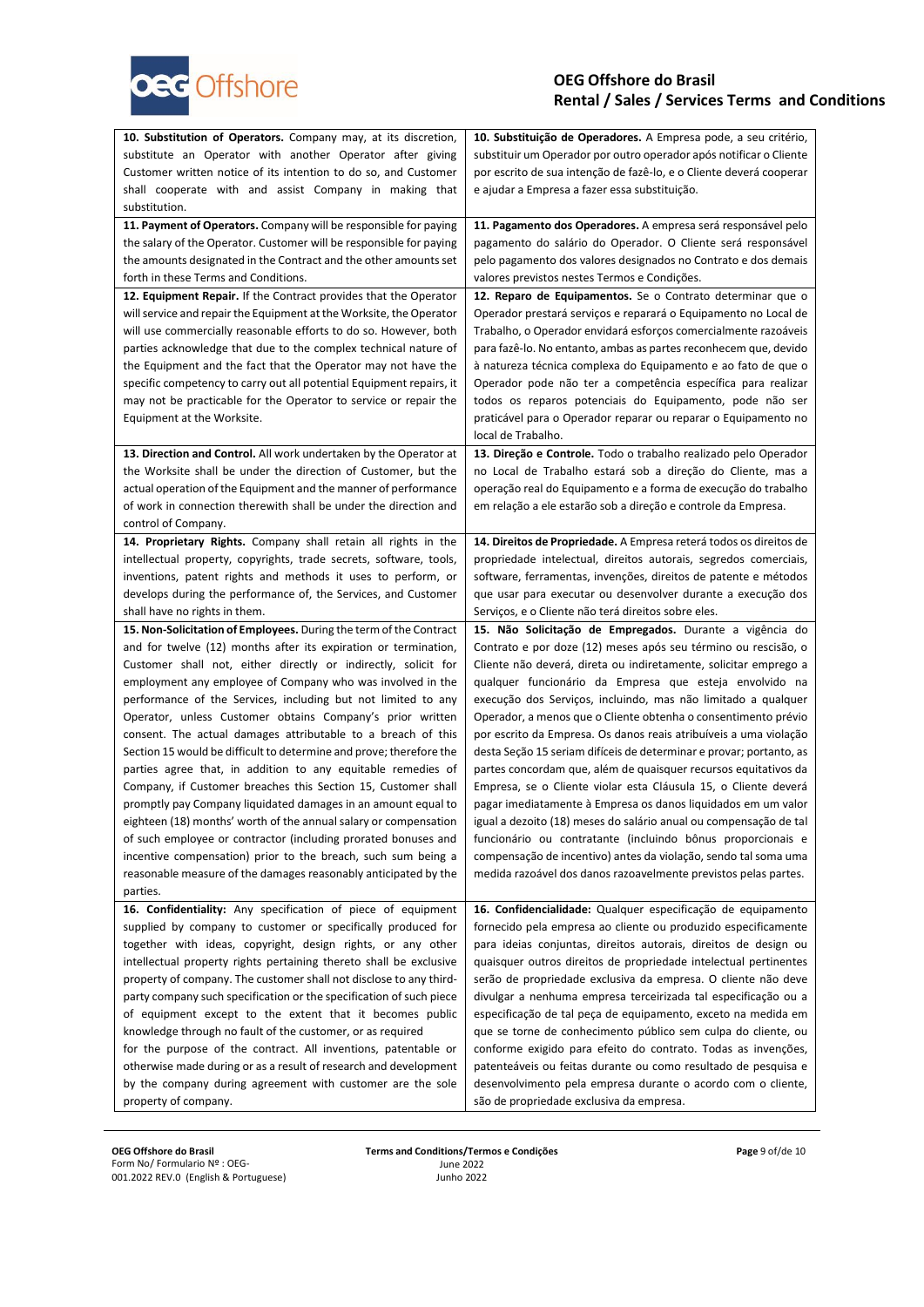| | |
|---|---|
| **10. Substitution of Operators.** Company may, at its discretion, substitute an Operator with another Operator after giving Customer written notice of its intention to do so, and Customer shall cooperate with and assist Company in making that substitution. | **10. Substituição de Operadores.** A Empresa pode, a seu critério, substituir um Operador por outro operador após notificar o Cliente por escrito de sua intenção de fazê-lo, e o Cliente deverá cooperar e ajudar a Empresa a fazer essa substituição. |
| **11. Payment of Operators.** Company will be responsible for paying the salary of the Operator. Customer will be responsible for paying the amounts designated in the Contract and the other amounts set forth in these Terms and Conditions. | **11. Pagamento dos Operadores.** A empresa será responsável pelo pagamento do salário do Operador. O Cliente será responsável pelo pagamento dos valores designados no Contrato e dos demais valores previstos nestes Termos e Condições. |
| **12. Equipment Repair.** If the Contract provides that the Operator will service and repair the Equipment at the Worksite, the Operator will use commercially reasonable efforts to do so. However, both parties acknowledge that due to the complex technical nature of the Equipment and the fact that the Operator may not have the specific competency to carry out all potential Equipment repairs, it may not be practicable for the Operator to service or repair the Equipment at the Worksite. | **12. Reparo de Equipamentos.** Se o Contrato determinar que o Operador prestará serviços e reparará o Equipamento no Local de Trabalho, o Operador envidará esforços comercialmente razoáveis para fazê-lo. No entanto, ambas as partes reconhecem que, devido à natureza técnica complexa do Equipamento e ao fato de que o Operador pode não ter a competência específica para realizar todos os reparos potenciais do Equipamento, pode não ser praticável para o Operador reparar ou reparar o Equipamento no local de Trabalho. |
| **13. Direction and Control.** All work undertaken by the Operator at the Worksite shall be under the direction of Customer, but the actual operation of the Equipment and the manner of performance of work in connection therewith shall be under the direction and control of Company. | **13. Direção e Controle.** Todo o trabalho realizado pelo Operador no Local de Trabalho estará sob a direção do Cliente, mas a operação real do Equipamento e a forma de execução do trabalho em relação a ele estarão sob a direção e controle da Empresa. |
| **14. Proprietary Rights.** Company shall retain all rights in the intellectual property, copyrights, trade secrets, software, tools, inventions, patent rights and methods it uses to perform, or develops during the performance of, the Services, and Customer shall have no rights in them. | **14. Direitos de Propriedade.** A Empresa reterá todos os direitos de propriedade intelectual, direitos autorais, segredos comerciais, software, ferramentas, invenções, direitos de patente e métodos que usar para executar ou desenvolver durante a execução dos Serviços, e o Cliente não terá direitos sobre eles. |
| **15. Non-Solicitation of Employees.** During the term of the Contract and for twelve (12) months after its expiration or termination, Customer shall not, either directly or indirectly, solicit for employment any employee of Company who was involved in the performance of the Services, including but not limited to any Operator, unless Customer obtains Company's prior written consent. The actual damages attributable to a breach of this Section 15 would be difficult to determine and prove; therefore the parties agree that, in addition to any equitable remedies of Company, if Customer breaches this Section 15, Customer shall promptly pay Company liquidated damages in an amount equal to eighteen (18) months' worth of the annual salary or compensation of such employee or contractor (including prorated bonuses and incentive compensation) prior to the breach, such sum being a reasonable measure of the damages reasonably anticipated by the parties. | **15. Não Solicitação de Empregados.** Durante a vigência do Contrato e por doze (12) meses após seu término ou rescisão, o Cliente não deverá, direta ou indiretamente, solicitar emprego a qualquer funcionário da Empresa que esteja envolvido na execução dos Serviços, incluindo, mas não limitado a qualquer Operador, a menos que o Cliente obtenha o consentimento prévio por escrito da Empresa. Os danos reais atribuíveis a uma violação desta Seção 15 seriam difíceis de determinar e provar; portanto, as partes concordam que, além de quaisquer recursos equitativos da Empresa, se o Cliente violar esta Cláusula 15, o Cliente deverá pagar imediatamente à Empresa os danos liquidados em um valor igual a dezoito (18) meses do salário anual ou compensação de tal funcionário ou contratante (incluindo bônus proporcionais e compensação de incentivo) antes da violação, sendo tal soma uma medida razoável dos danos razoavelmente previstos pelas partes. |
| **16. Confidentiality:** Any specification of piece of equipment supplied by company to customer or specifically produced for together with ideas, copyright, design rights, or any other intellectual property rights pertaining thereto shall be exclusive property of company. The customer shall not disclose to any third-party company such specification or the specification of such piece of equipment except to the extent that it becomes public knowledge through no fault of the customer, or as required for the purpose of the contract. All inventions, patentable or otherwise made during or as a result of research and development by the company during agreement with customer are the sole property of company. | **16. Confidencialidade:** Qualquer especificação de equipamento fornecido pela empresa ao cliente ou produzido especificamente para ideias conjuntas, direitos autorais, direitos de design ou quaisquer outros direitos de propriedade intelectual pertinentes serão de propriedade exclusiva da empresa. O cliente não deve divulgar a nenhuma empresa terceirizada tal especificação ou a especificação de tal peça de equipamento, exceto na medida em que se torne de conhecimento público sem culpa do cliente, ou conforme exigido para efeito do contrato. Todas as invenções, patenteáveis ou feitas durante ou como resultado de pesquisa e desenvolvimento pela empresa durante o acordo com o cliente, são de propriedade exclusiva da empresa. |